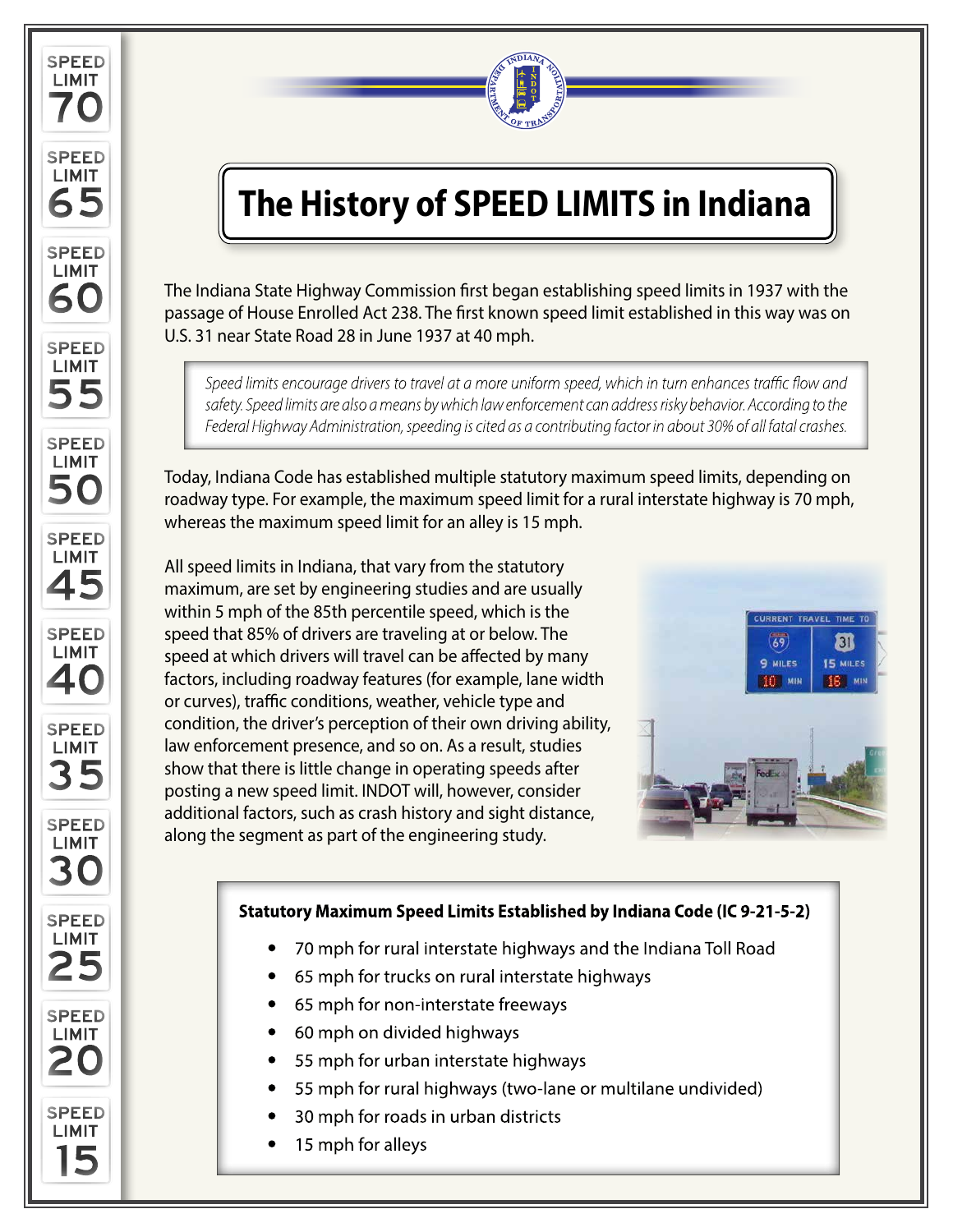# The History of SPEED LIMITS in Indiana

The Indiana State Highway Commission first began establishing speed limits in 1937 with the passage of House Enrolled Act 238. The first known speed limit established in this way was on U.S. 31 near State Road 28 in June 1937 at 40 mph.

> *Speed limits encourage drivers to travel at a more uniform speed, which in turn enhances traffic flow and safety. Speed limits are also a means by which law enforcement can address risky behavior. According to the Federal Highway Administration, speeding is cited as a contributing factor in about 30% of all fatal crashes.*

Today, Indiana Code has established multiple statutory maximum speed limits, depending on roadway type. For example, the maximum speed limit for a rural interstate highway is 70 mph, whereas the maximum speed limit for an alley is 15 mph.

All speed limits in Indiana, that vary from the statutory maximum, are set by engineering studies and are usually within 5 mph of the 85th percentile speed, which is the speed that 85% of drivers are traveling at or below. The speed at which drivers will travel can be affected by many factors, including roadway features (for example, lane width or curves), traffic conditions, weather, vehicle type and condition, the driver's perception of their own driving ability, law enforcement presence, and so on. As a result, studies show that there is little change in operating speeds after posting a new speed limit. INDOT will, however, consider additional factors, such as crash history and sight distance, along the segment as part of the engineering study.

**Statutory Maximum Speed Limits Established by Indiana Code (IC 9-21-5-2)**

- 70 mph for rural interstate highways and the Indiana Toll Road
- 65 mph for trucks on rural interstate highways
- 65 mph for non-interstate freeways
- 60 mph on divided highways
- 55 mph for urban interstate highways
- 55 mph for rural highways (two-lane or multilane undivided)
- 30 mph for roads in urban districts
- 15 mph for alleys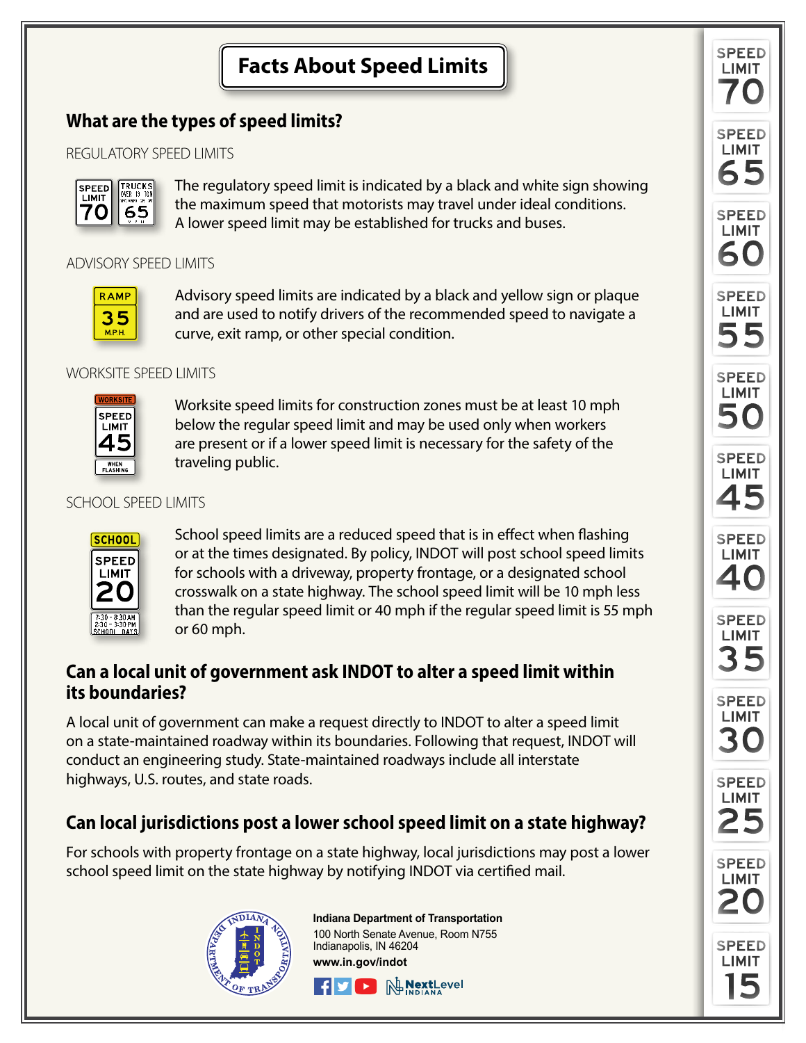# Facts About Speed Limits

## What are the types of speed limits?

### REGULATORY SPEED LIMITS

The regulatory speed limit is indicated by a black and white sign showing the maximum speed that motorists may travel under ideal conditions. A lower speed limit may be established for trucks and buses.

### ADVISORY SPEED LIMITS

Advisory speed limits are indicated by a black and yellow sign or plaque and are used to notify drivers of the recommended speed to navigate a curve, exit ramp, or other special condition.

### WORKSITE SPEED LIMITS

Worksite speed limits for construction zones must be at least 10 mph below the regular speed limit and may be used only when workers are present or if a lower speed limit is necessary for the safety of the traveling public.

### SCHOOL SPEED LIMITS

School speed limits are a reduced speed that is in effect when flashing or at the times designated. By policy, INDOT will post school speed limits for schools with a driveway, property frontage, or a designated school crosswalk on a state highway. The school speed limit will be 10 mph less than the regular speed limit or 40 mph if the regular speed limit is 55 mph or 60 mph.

## Can a local unit of government ask INDOT to alter a speed limit within its boundaries?

A local unit of government can make a request directly to INDOT to alter a speed limit on a state-maintained roadway within its boundaries. Following that request, INDOT will conduct an engineering study. State-maintained roadways include all interstate highways, U.S. routes, and state roads.

## Can local jurisdictions post a lower school speed limit on a state highway?

For schools with property frontage on a state highway, local jurisdictions may post a lower school speed limit on the state highway by notifying INDOT via certified mail.

**Indiana Department of Transportation**
100 North Senate Avenue, Room N755
Indianapolis, IN 46204
**www.in.gov/indot**